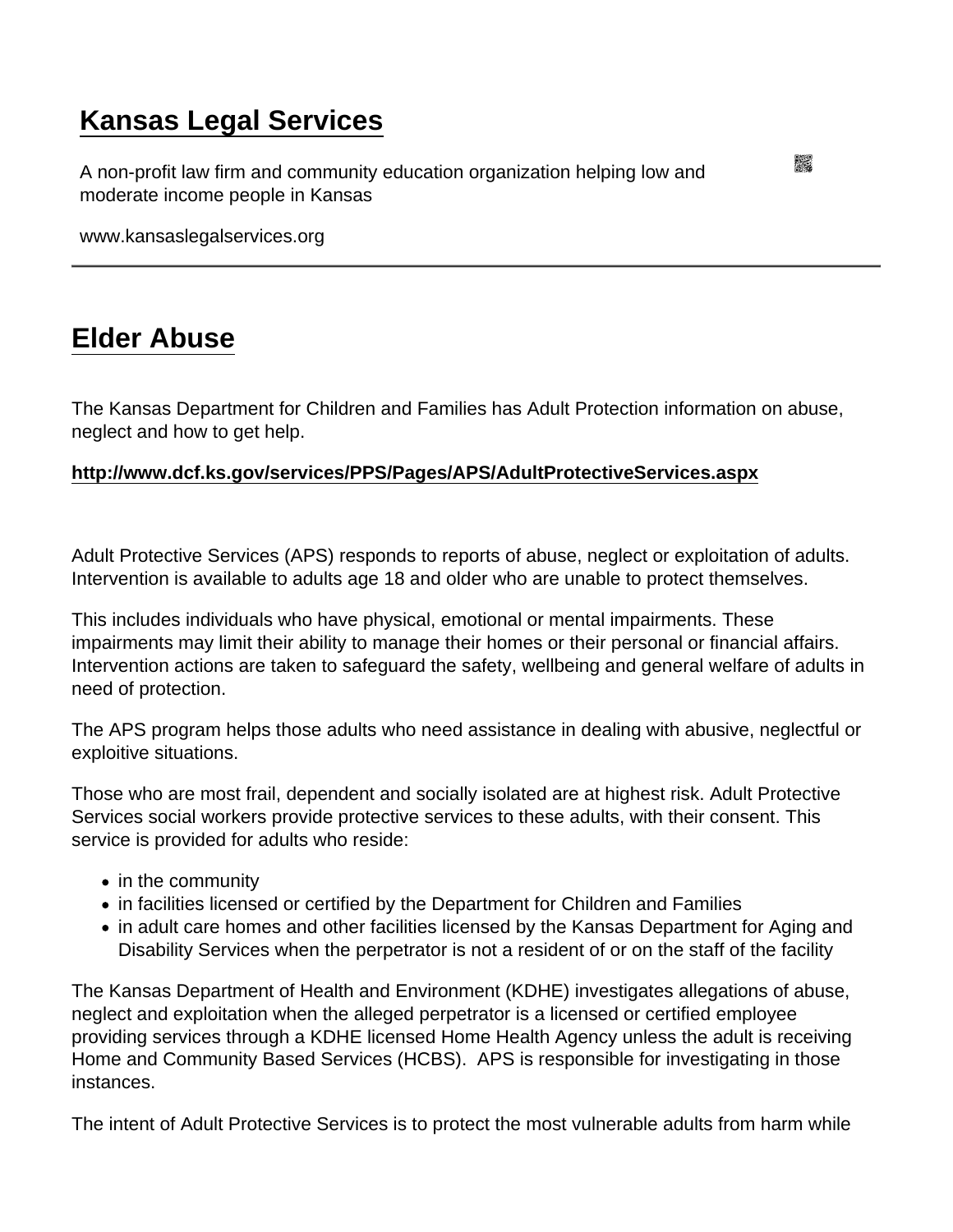# Kansas Legal Services

A non-profit law firm and community education organization helping low and moderate income people in Kansas

www.kansaslegalservices.org

---

## Elder Abuse

The Kansas Department for Children and Families has Adult Protection information on abuse, neglect and how to get help.

**http://www.dcf.ks.gov/services/PPS/Pages/APS/AdultProtectiveServices.aspx**

Adult Protective Services (APS) responds to reports of abuse, neglect or exploitation of adults. Intervention is available to adults age 18 and older who are unable to protect themselves.

This includes individuals who have physical, emotional or mental impairments. These impairments may limit their ability to manage their homes or their personal or financial affairs. Intervention actions are taken to safeguard the safety, wellbeing and general welfare of adults in need of protection.

The APS program helps those adults who need assistance in dealing with abusive, neglectful or exploitive situations.

Those who are most frail, dependent and socially isolated are at highest risk. Adult Protective Services social workers provide protective services to these adults, with their consent. This service is provided for adults who reside:

- in the community
- in facilities licensed or certified by the Department for Children and Families
- in adult care homes and other facilities licensed by the Kansas Department for Aging and Disability Services when the perpetrator is not a resident of or on the staff of the facility

The Kansas Department of Health and Environment (KDHE) investigates allegations of abuse, neglect and exploitation when the alleged perpetrator is a licensed or certified employee providing services through a KDHE licensed Home Health Agency unless the adult is receiving Home and Community Based Services (HCBS). APS is responsible for investigating in those instances.

The intent of Adult Protective Services is to protect the most vulnerable adults from harm while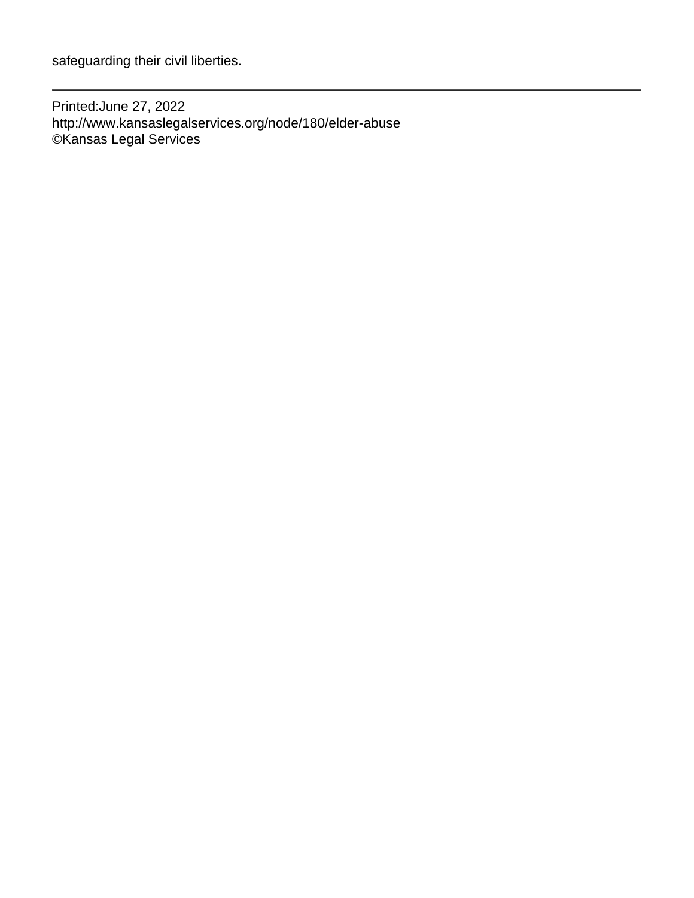safeguarding their civil liberties.

---

Printed:June 27, 2022
http://www.kansaslegalservices.org/node/180/elder-abuse
©Kansas Legal Services